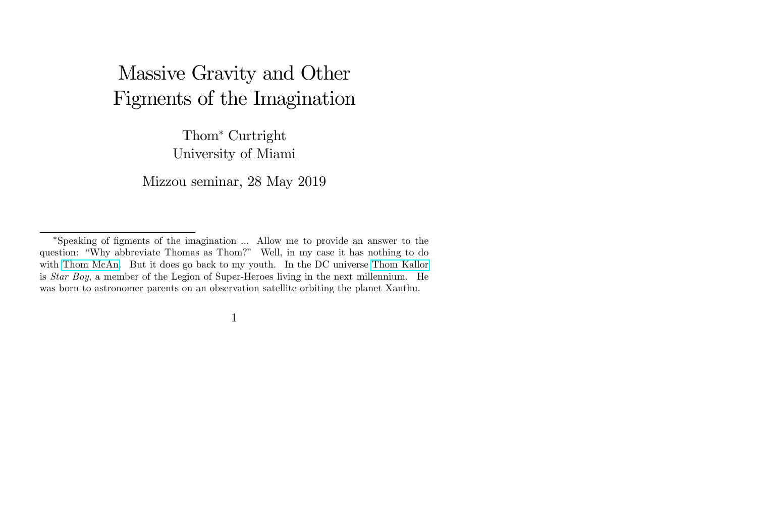# Massive Gravity and Other Figments of the Imagination

Thom* Curtright
University of Miami

Mizzou seminar, 28 May 2019

---

*Speaking of figments of the imagination ... Allow me to provide an answer to the question: "Why abbreviate Thomas as Thom?" Well, in my case it has nothing to do with Thom McAn. But it does go back to my youth. In the DC universe Thom Kallor is *Star Boy*, a member of the Legion of Super-Heroes living in the next millennium. He was born to astronomer parents on an observation satellite orbiting the planet Xanthu.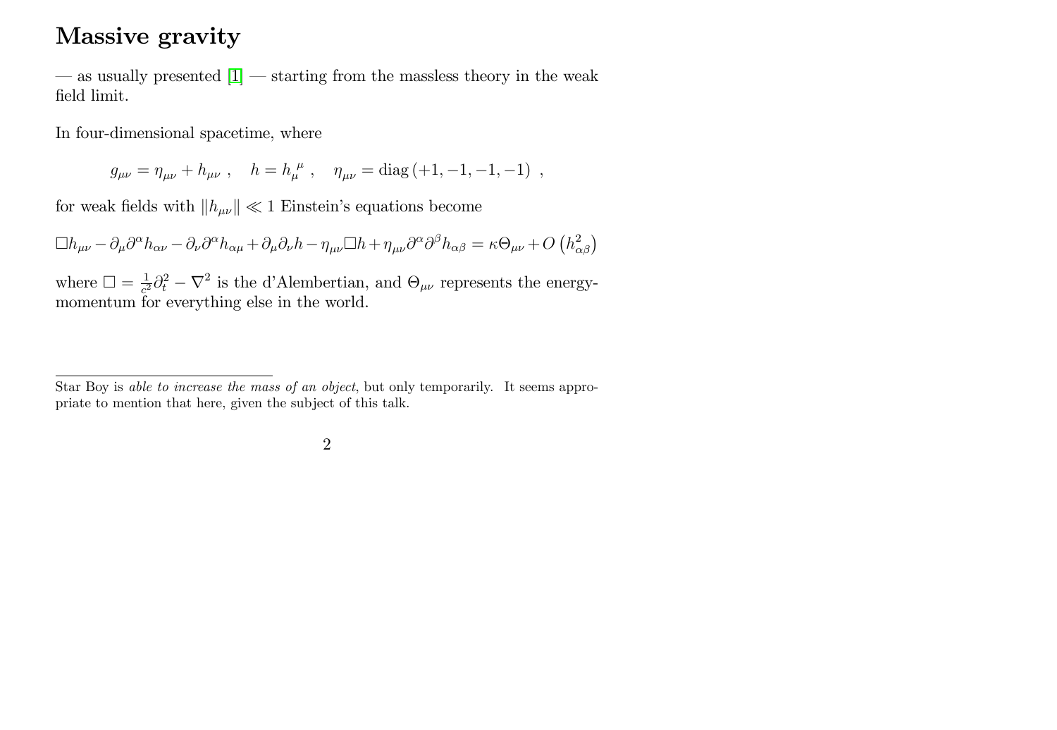# Massive gravity

— as usually presented [1] — starting from the massless theory in the weak field limit.

In four-dimensional spacetime, where

$$g_{\mu\nu} = \eta_{\mu\nu} + h_{\mu\nu} \ , \quad h = h_{\mu}^{\ \mu} \ , \quad \eta_{\mu\nu} = \text{diag}\,(+1, -1, -1, -1) \ ,$$

for weak fields with $\|h_{\mu\nu}\| \ll 1$ Einstein's equations become

$$\Box h_{\mu\nu} - \partial_\mu \partial^\alpha h_{\alpha\nu} - \partial_\nu \partial^\alpha h_{\alpha\mu} + \partial_\mu \partial_\nu h - \eta_{\mu\nu} \Box h + \eta_{\mu\nu} \partial^\alpha \partial^\beta h_{\alpha\beta} = \kappa \Theta_{\mu\nu} + O\left(h_{\alpha\beta}^2\right)$$

where $\Box = \frac{1}{c^2}\partial_t^2 - \nabla^2$ is the d'Alembertian, and $\Theta_{\mu\nu}$ represents the energy-momentum for everything else in the world.

---

Star Boy is *able to increase the mass of an object*, but only temporarily. It seems appropriate to mention that here, given the subject of this talk.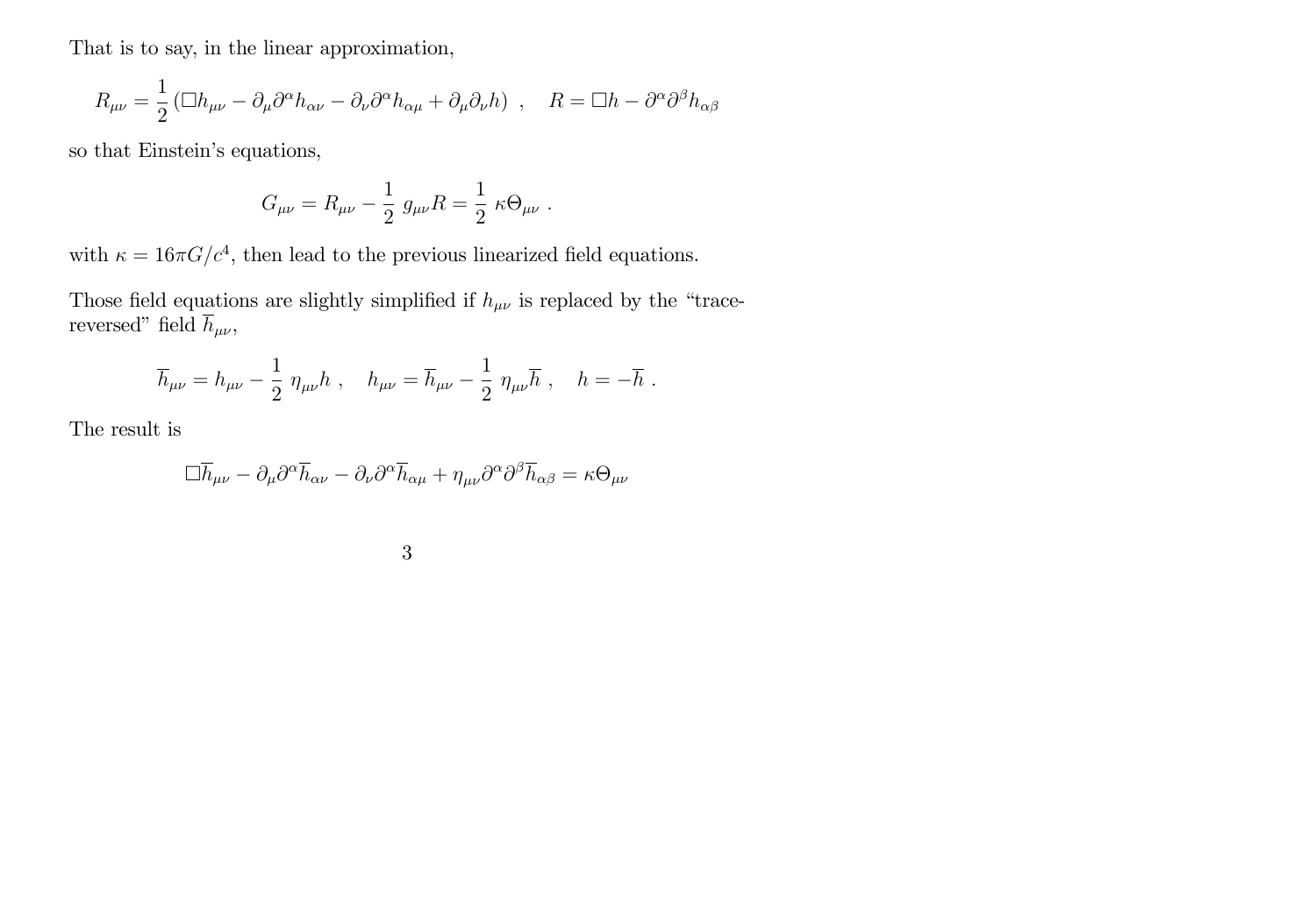That is to say, in the linear approximation,

$$R_{\mu\nu} = \frac{1}{2}\left(\Box h_{\mu\nu} - \partial_\mu \partial^\alpha h_{\alpha\nu} - \partial_\nu \partial^\alpha h_{\alpha\mu} + \partial_\mu \partial_\nu h\right) \ , \quad R = \Box h - \partial^\alpha \partial^\beta h_{\alpha\beta}$$

so that Einstein's equations,

$$G_{\mu\nu} = R_{\mu\nu} - \frac{1}{2}\, g_{\mu\nu} R = \frac{1}{2}\, \kappa \Theta_{\mu\nu} \ .$$

with $\kappa = 16\pi G/c^4$, then lead to the previous linearized field equations.

Those field equations are slightly simplified if $h_{\mu\nu}$ is replaced by the "trace-reversed" field $\overline{h}_{\mu\nu}$,

$$\overline{h}_{\mu\nu} = h_{\mu\nu} - \frac{1}{2}\, \eta_{\mu\nu} h \ , \quad h_{\mu\nu} = \overline{h}_{\mu\nu} - \frac{1}{2}\, \eta_{\mu\nu} \overline{h} \ , \quad h = -\overline{h} \ .$$

The result is

$$\Box \overline{h}_{\mu\nu} - \partial_\mu \partial^\alpha \overline{h}_{\alpha\nu} - \partial_\nu \partial^\alpha \overline{h}_{\alpha\mu} + \eta_{\mu\nu} \partial^\alpha \partial^\beta \overline{h}_{\alpha\beta} = \kappa \Theta_{\mu\nu}$$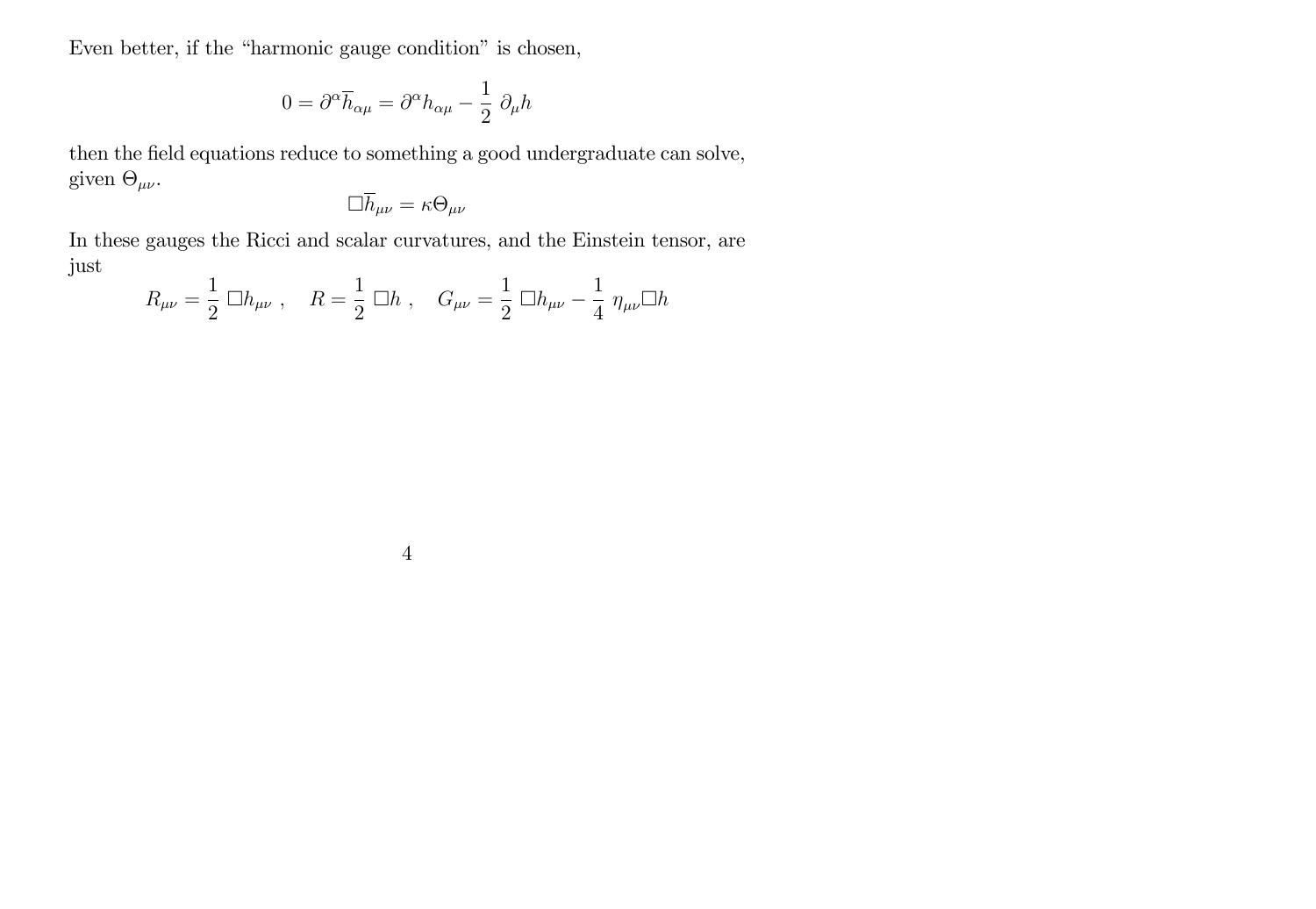Even better, if the “harmonic gauge condition” is chosen,

$$0 = \partial^\alpha \overline{h}_{\alpha\mu} = \partial^\alpha h_{\alpha\mu} - \frac{1}{2}\, \partial_\mu h$$

then the field equations reduce to something a good undergraduate can solve, given $\Theta_{\mu\nu}$.

$$\Box \overline{h}_{\mu\nu} = \kappa \Theta_{\mu\nu}$$

In these gauges the Ricci and scalar curvatures, and the Einstein tensor, are just

$$R_{\mu\nu} = \frac{1}{2}\, \Box h_{\mu\nu}\ , \quad R = \frac{1}{2}\, \Box h\ , \quad G_{\mu\nu} = \frac{1}{2}\, \Box h_{\mu\nu} - \frac{1}{4}\, \eta_{\mu\nu} \Box h$$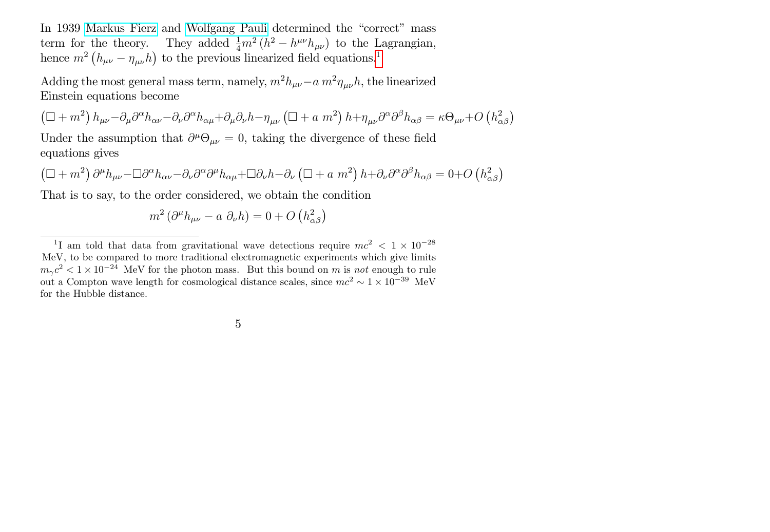In 1939 Markus Fierz and Wolfgang Pauli determined the "correct" mass term for the theory. They added $\frac{1}{4}m^2\left(h^2 - h^{\mu\nu}h_{\mu\nu}\right)$ to the Lagrangian, hence $m^2\left(h_{\mu\nu} - \eta_{\mu\nu}h\right)$ to the previous linearized field equations.[1]

Adding the most general mass term, namely, $m^2 h_{\mu\nu} - a\ m^2 \eta_{\mu\nu} h$, the linearized Einstein equations become

$$\left(\Box + m^2\right) h_{\mu\nu} - \partial_\mu \partial^\alpha h_{\alpha\nu} - \partial_\nu \partial^\alpha h_{\alpha\mu} + \partial_\mu \partial_\nu h - \eta_{\mu\nu}\left(\Box + a\ m^2\right) h + \eta_{\mu\nu}\partial^\alpha \partial^\beta h_{\alpha\beta} = \kappa \Theta_{\mu\nu} + O\left(h_{\alpha\beta}^2\right)$$

Under the assumption that $\partial^\mu \Theta_{\mu\nu} = 0$, taking the divergence of these field equations gives

$$\left(\Box + m^2\right) \partial^\mu h_{\mu\nu} - \Box \partial^\alpha h_{\alpha\nu} - \partial_\nu \partial^\alpha \partial^\mu h_{\alpha\mu} + \Box \partial_\nu h - \partial_\nu \left(\Box + a\ m^2\right) h + \partial_\nu \partial^\alpha \partial^\beta h_{\alpha\beta} = 0 + O\left(h_{\alpha\beta}^2\right)$$

That is to say, to the order considered, we obtain the condition

$$m^2\left(\partial^\mu h_{\mu\nu} - a\ \partial_\nu h\right) = 0 + O\left(h_{\alpha\beta}^2\right)$$

---

[1] I am told that data from gravitational wave detections require $mc^2 < 1 \times 10^{-28}$ MeV, to be compared to more traditional electromagnetic experiments which give limits $m_\gamma c^2 < 1 \times 10^{-24}$ MeV for the photon mass. But this bound on $m$ is *not* enough to rule out a Compton wave length for cosmological distance scales, since $mc^2 \sim 1 \times 10^{-39}$ MeV for the Hubble distance.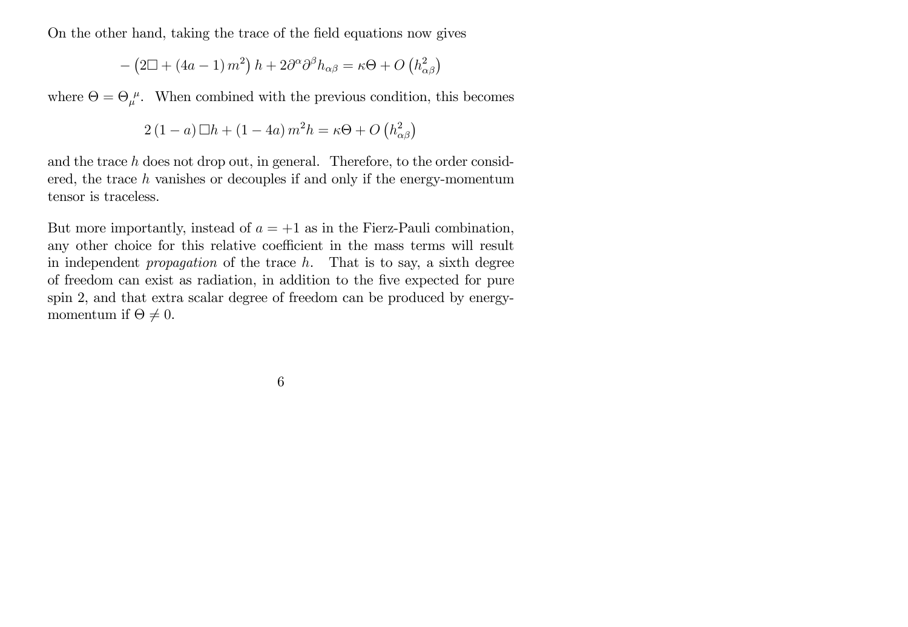On the other hand, taking the trace of the field equations now gives

$$-\left(2\Box + (4a-1)\, m^2\right) h + 2\partial^\alpha \partial^\beta h_{\alpha\beta} = \kappa\Theta + O\left(h_{\alpha\beta}^2\right)$$

where $\Theta = \Theta_\mu^{\ \mu}$. When combined with the previous condition, this becomes

$$2\,(1-a)\,\Box h + (1-4a)\, m^2 h = \kappa\Theta + O\left(h_{\alpha\beta}^2\right)$$

and the trace $h$ does not drop out, in general. Therefore, to the order considered, the trace $h$ vanishes or decouples if and only if the energy-momentum tensor is traceless.

But more importantly, instead of $a = +1$ as in the Fierz-Pauli combination, any other choice for this relative coefficient in the mass terms will result in independent *propagation* of the trace $h$. That is to say, a sixth degree of freedom can exist as radiation, in addition to the five expected for pure spin 2, and that extra scalar degree of freedom can be produced by energy-momentum if $\Theta \neq 0$.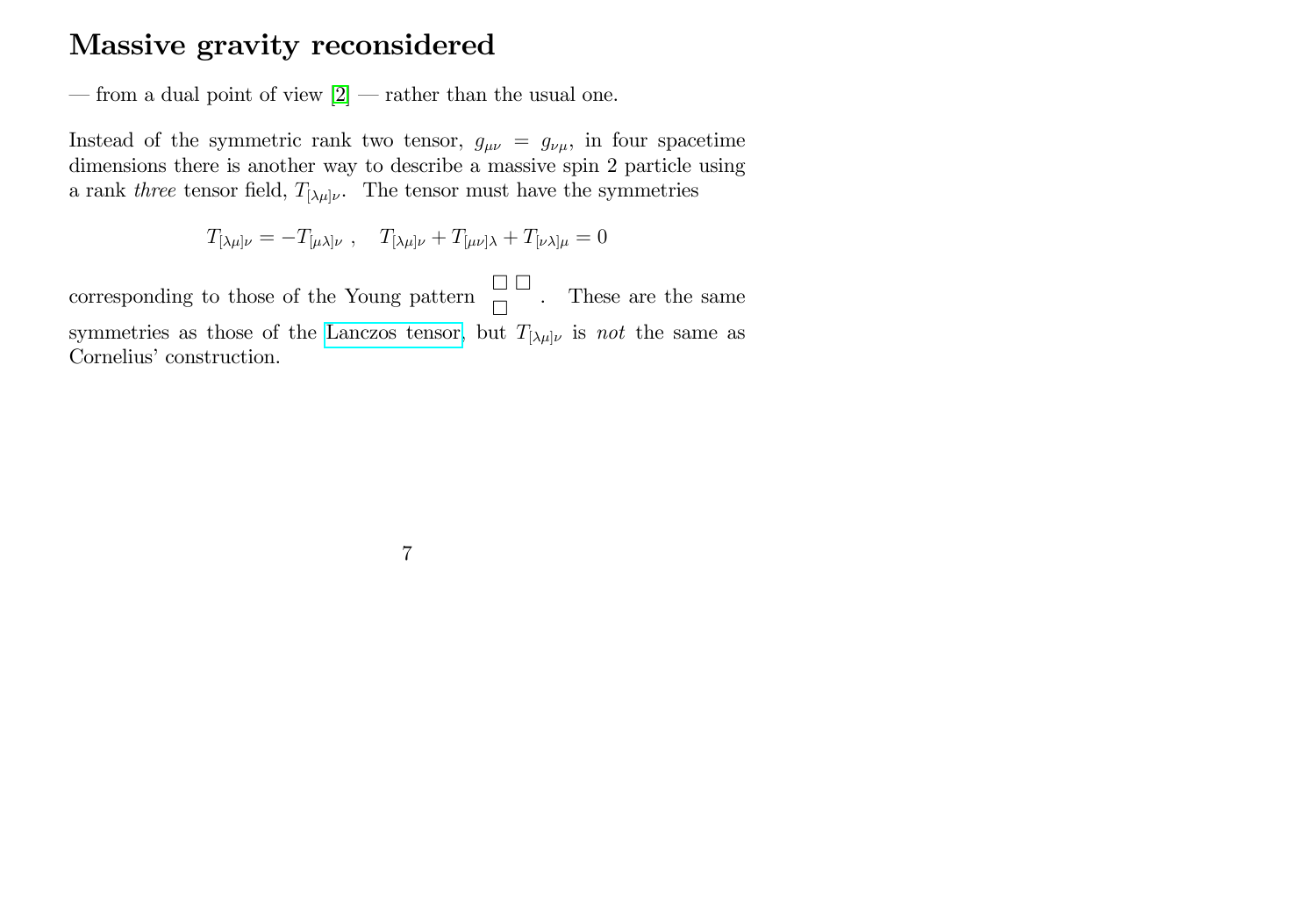# Massive gravity reconsidered

— from a dual point of view [2] — rather than the usual one.

Instead of the symmetric rank two tensor, $g_{\mu\nu} = g_{\nu\mu}$, in four spacetime dimensions there is another way to describe a massive spin 2 particle using a rank *three* tensor field, $T_{[\lambda\mu]\nu}$. The tensor must have the symmetries

$$T_{[\lambda\mu]\nu} = -T_{[\mu\lambda]\nu} \ , \quad T_{[\lambda\mu]\nu} + T_{[\mu\nu]\lambda} + T_{[\nu\lambda]\mu} = 0$$

corresponding to those of the Young pattern $\begin{smallmatrix} \square & \square \\ \square & \end{smallmatrix}$. These are the same symmetries as those of the Lanczos tensor, but $T_{[\lambda\mu]\nu}$ is *not* the same as Cornelius' construction.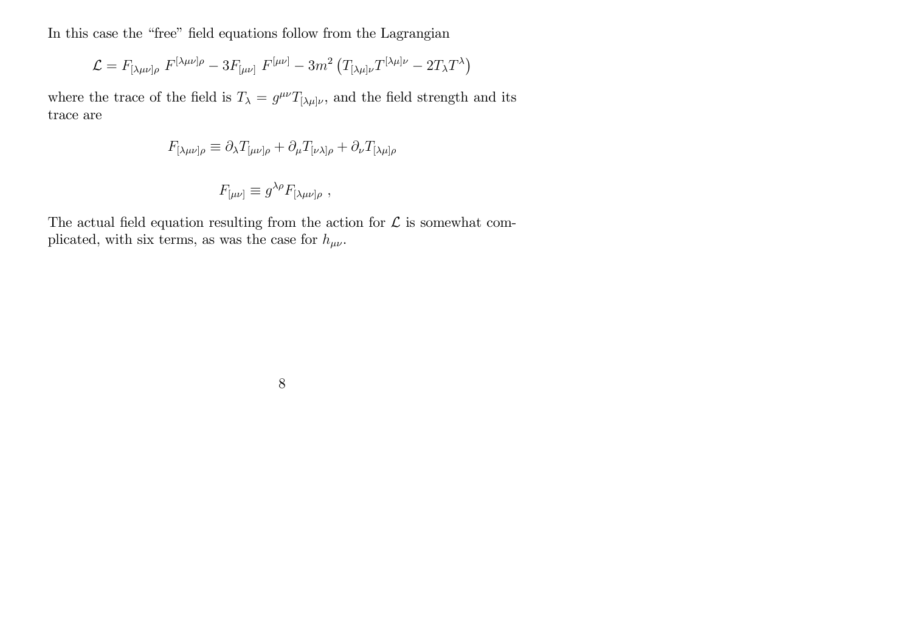In this case the "free" field equations follow from the Lagrangian

$$\mathcal{L} = F_{[\lambda\mu\nu]\rho} \, F^{[\lambda\mu\nu]\rho} - 3F_{[\mu\nu]} \, F^{[\mu\nu]} - 3m^2 \left( T_{[\lambda\mu]\nu} T^{[\lambda\mu]\nu} - 2T_\lambda T^\lambda \right)$$

where the trace of the field is $T_\lambda = g^{\mu\nu} T_{[\lambda\mu]\nu}$, and the field strength and its trace are

$$F_{[\lambda\mu\nu]\rho} \equiv \partial_\lambda T_{[\mu\nu]\rho} + \partial_\mu T_{[\nu\lambda]\rho} + \partial_\nu T_{[\lambda\mu]\rho}$$

$$F_{[\mu\nu]} \equiv g^{\lambda\rho} F_{[\lambda\mu\nu]\rho} \ ,$$

The actual field equation resulting from the action for $\mathcal{L}$ is somewhat complicated, with six terms, as was the case for $h_{\mu\nu}$.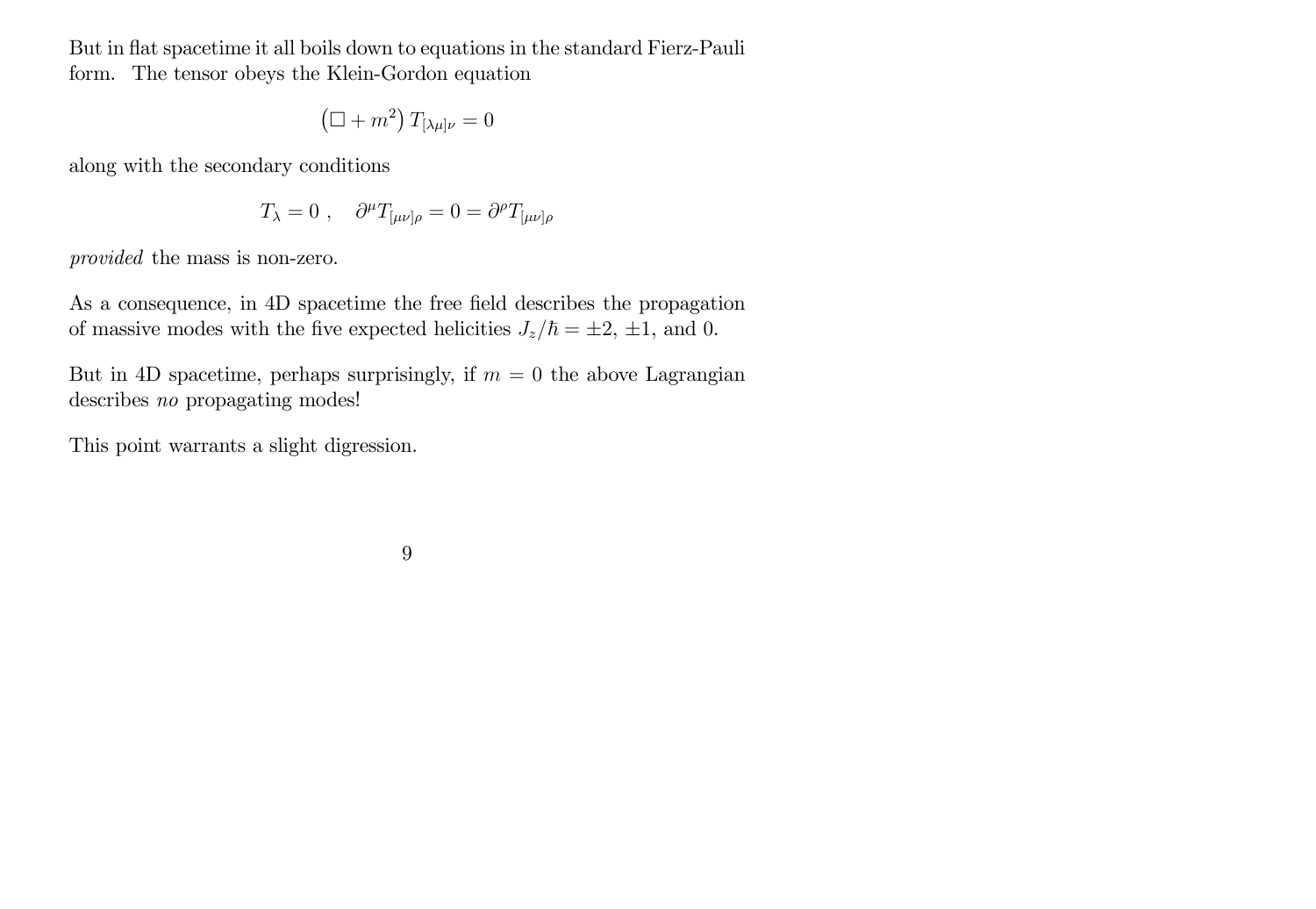But in flat spacetime it all boils down to equations in the standard Fierz-Pauli form. The tensor obeys the Klein-Gordon equation

$$\left(\Box + m^2\right) T_{[\lambda\mu]\nu} = 0$$

along with the secondary conditions

$$T_\lambda = 0 \ , \quad \partial^\mu T_{[\mu\nu]\rho} = 0 = \partial^\rho T_{[\mu\nu]\rho}$$

*provided* the mass is non-zero.

As a consequence, in 4D spacetime the free field describes the propagation of massive modes with the five expected helicities $J_z/\hbar = \pm 2$, $\pm 1$, and $0$.

But in 4D spacetime, perhaps surprisingly, if $m = 0$ the above Lagrangian describes *no* propagating modes!

This point warrants a slight digression.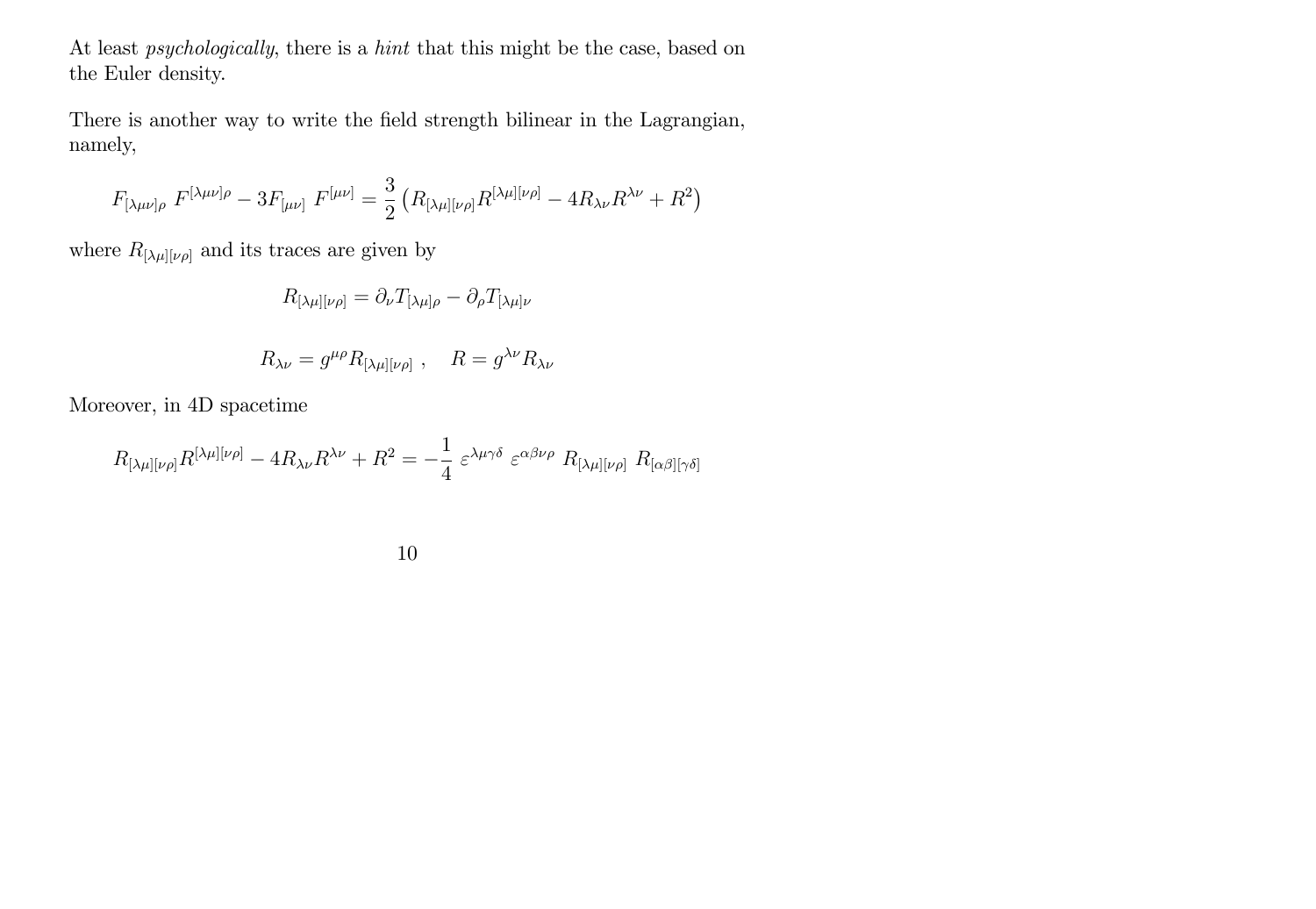At least *psychologically*, there is a *hint* that this might be the case, based on the Euler density.

There is another way to write the field strength bilinear in the Lagrangian, namely,

$$F_{[\lambda\mu\nu]\rho}\ F^{[\lambda\mu\nu]\rho} - 3F_{[\mu\nu]}\ F^{[\mu\nu]} = \frac{3}{2}\left(R_{[\lambda\mu][\nu\rho]}R^{[\lambda\mu][\nu\rho]} - 4R_{\lambda\nu}R^{\lambda\nu} + R^2\right)$$

where $R_{[\lambda\mu][\nu\rho]}$ and its traces are given by

$$R_{[\lambda\mu][\nu\rho]} = \partial_\nu T_{[\lambda\mu]\rho} - \partial_\rho T_{[\lambda\mu]\nu}$$

$$R_{\lambda\nu} = g^{\mu\rho}R_{[\lambda\mu][\nu\rho]}\ , \quad R = g^{\lambda\nu}R_{\lambda\nu}$$

Moreover, in 4D spacetime

$$R_{[\lambda\mu][\nu\rho]}R^{[\lambda\mu][\nu\rho]} - 4R_{\lambda\nu}R^{\lambda\nu} + R^2 = -\frac{1}{4}\ \varepsilon^{\lambda\mu\gamma\delta}\ \varepsilon^{\alpha\beta\nu\rho}\ R_{[\lambda\mu][\nu\rho]}\ R_{[\alpha\beta][\gamma\delta]}$$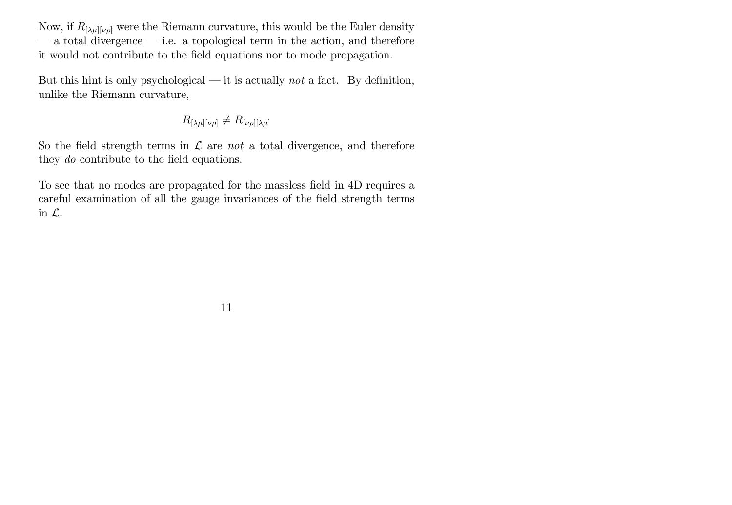Now, if $R_{[\lambda\mu][\nu\rho]}$ were the Riemann curvature, this would be the Euler density — a total divergence — i.e. a topological term in the action, and therefore it would not contribute to the field equations nor to mode propagation.

But this hint is only psychological — it is actually *not* a fact. By definition, unlike the Riemann curvature,

$$R_{[\lambda\mu][\nu\rho]} \neq R_{[\nu\rho][\lambda\mu]}$$

So the field strength terms in $\mathcal{L}$ are *not* a total divergence, and therefore they *do* contribute to the field equations.

To see that no modes are propagated for the massless field in 4D requires a careful examination of all the gauge invariances of the field strength terms in $\mathcal{L}$.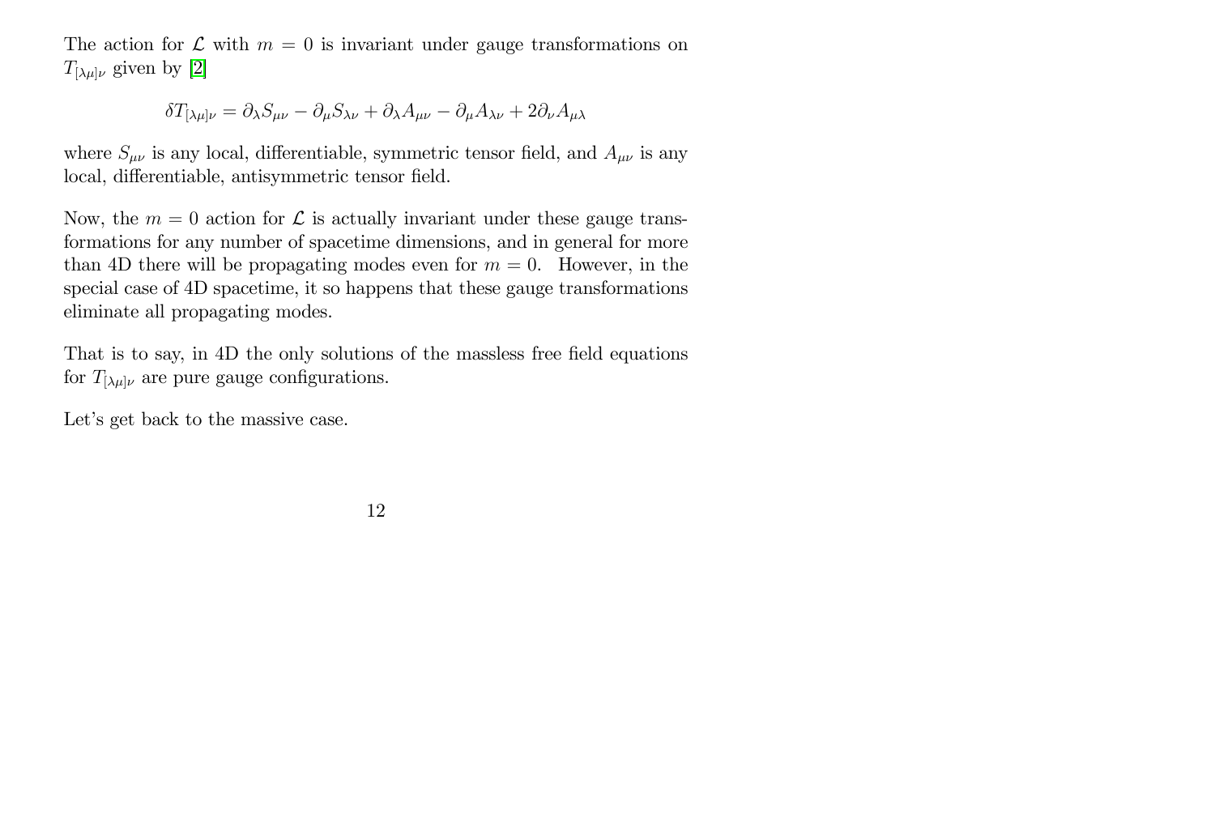The action for $\mathcal{L}$ with $m = 0$ is invariant under gauge transformations on $T_{[\lambda\mu]\nu}$ given by [2]

$$\delta T_{[\lambda\mu]\nu} = \partial_\lambda S_{\mu\nu} - \partial_\mu S_{\lambda\nu} + \partial_\lambda A_{\mu\nu} - \partial_\mu A_{\lambda\nu} + 2\partial_\nu A_{\mu\lambda}$$

where $S_{\mu\nu}$ is any local, differentiable, symmetric tensor field, and $A_{\mu\nu}$ is any local, differentiable, antisymmetric tensor field.

Now, the $m = 0$ action for $\mathcal{L}$ is actually invariant under these gauge transformations for any number of spacetime dimensions, and in general for more than 4D there will be propagating modes even for $m = 0$. However, in the special case of 4D spacetime, it so happens that these gauge transformations eliminate all propagating modes.

That is to say, in 4D the only solutions of the massless free field equations for $T_{[\lambda\mu]\nu}$ are pure gauge configurations.

Let's get back to the massive case.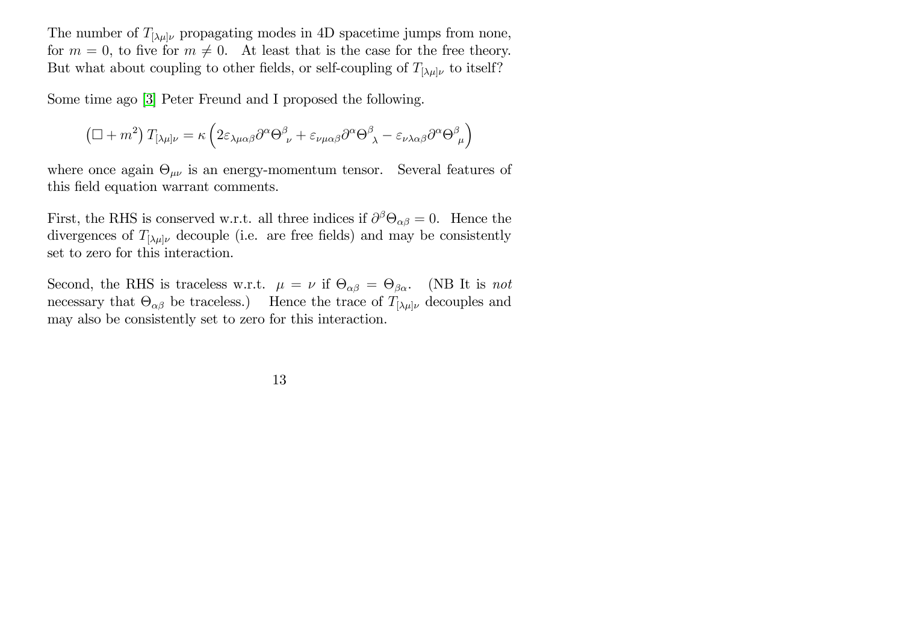The number of $T_{[\lambda\mu]\nu}$ propagating modes in 4D spacetime jumps from none, for $m = 0$, to five for $m \neq 0$. At least that is the case for the free theory. But what about coupling to other fields, or self-coupling of $T_{[\lambda\mu]\nu}$ to itself?

Some time ago [3] Peter Freund and I proposed the following.

$$\left(\Box + m^2\right) T_{[\lambda\mu]\nu} = \kappa \left(2\varepsilon_{\lambda\mu\alpha\beta}\partial^\alpha \Theta^\beta{}_\nu + \varepsilon_{\nu\mu\alpha\beta}\partial^\alpha \Theta^\beta{}_\lambda - \varepsilon_{\nu\lambda\alpha\beta}\partial^\alpha \Theta^\beta{}_\mu\right)$$

where once again $\Theta_{\mu\nu}$ is an energy-momentum tensor. Several features of this field equation warrant comments.

First, the RHS is conserved w.r.t. all three indices if $\partial^\beta \Theta_{\alpha\beta} = 0$. Hence the divergences of $T_{[\lambda\mu]\nu}$ decouple (i.e. are free fields) and may be consistently set to zero for this interaction.

Second, the RHS is traceless w.r.t. $\mu = \nu$ if $\Theta_{\alpha\beta} = \Theta_{\beta\alpha}$. (NB It is *not* necessary that $\Theta_{\alpha\beta}$ be traceless.) Hence the trace of $T_{[\lambda\mu]\nu}$ decouples and may also be consistently set to zero for this interaction.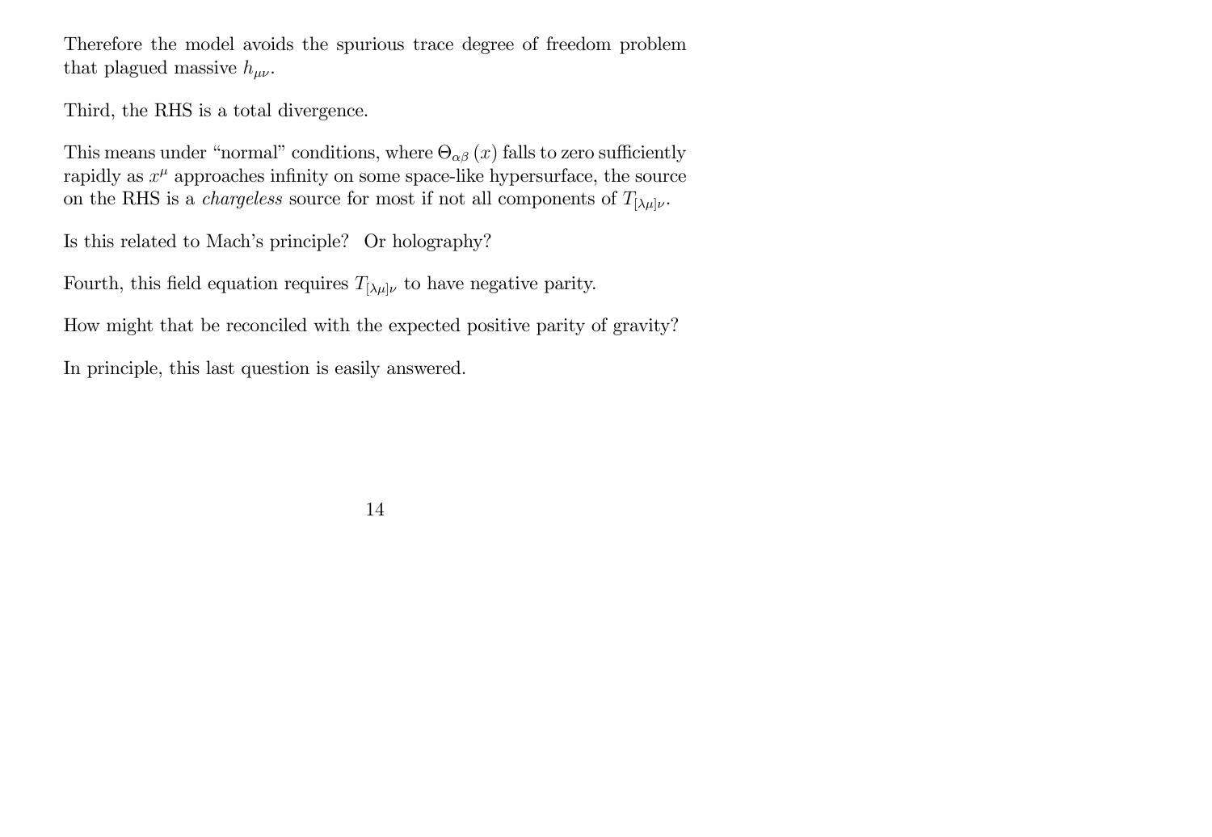Therefore the model avoids the spurious trace degree of freedom problem that plagued massive $h_{\mu\nu}$.

Third, the RHS is a total divergence.

This means under "normal" conditions, where $\Theta_{\alpha\beta}(x)$ falls to zero sufficiently rapidly as $x^{\mu}$ approaches infinity on some space-like hypersurface, the source on the RHS is a *chargeless* source for most if not all components of $T_{[\lambda\mu]\nu}$.

Is this related to Mach's principle? Or holography?

Fourth, this field equation requires $T_{[\lambda\mu]\nu}$ to have negative parity.

How might that be reconciled with the expected positive parity of gravity?

In principle, this last question is easily answered.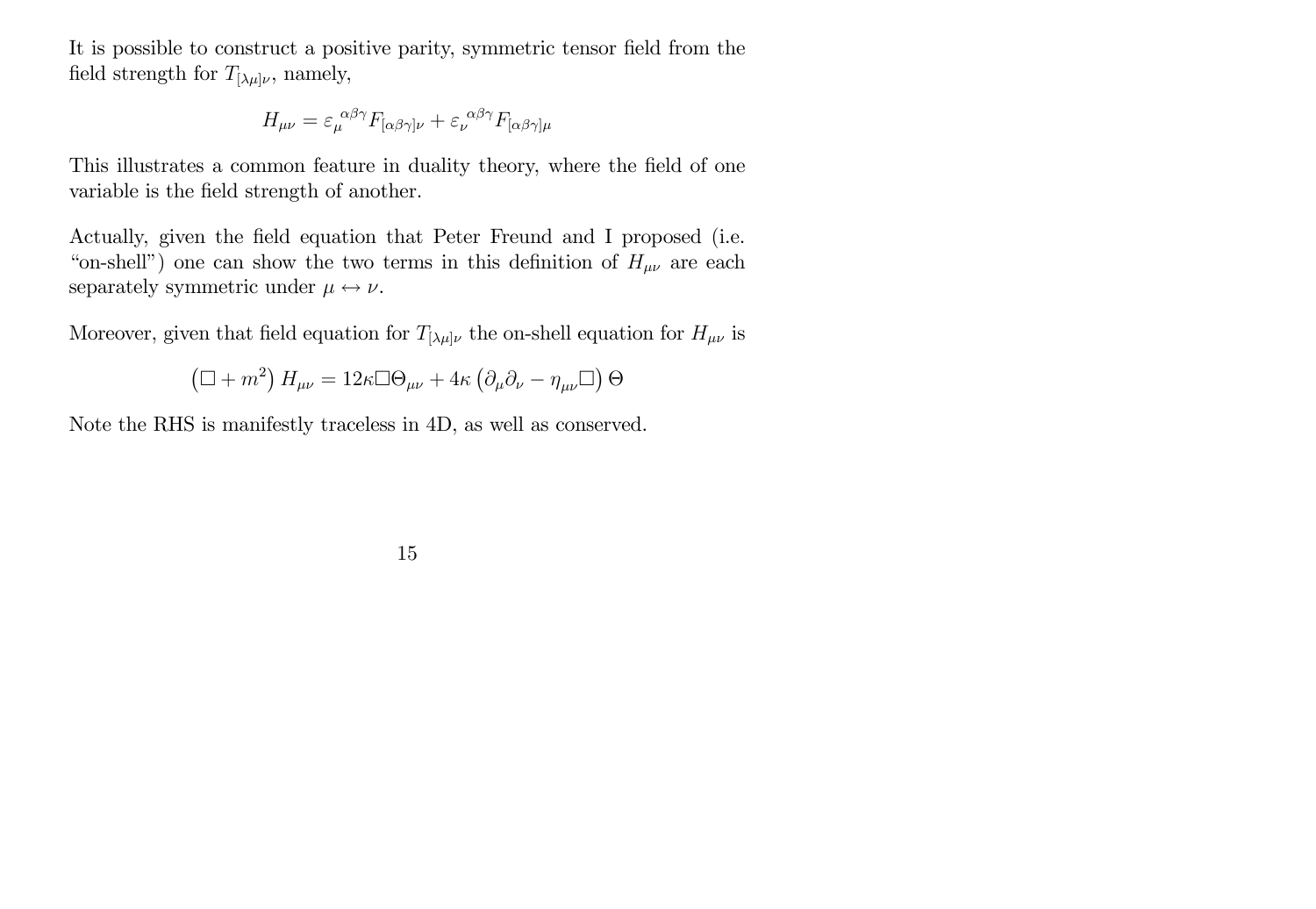It is possible to construct a positive parity, symmetric tensor field from the field strength for $T_{[\lambda\mu]\nu}$, namely,

$$H_{\mu\nu} = \varepsilon_{\mu}{}^{\alpha\beta\gamma} F_{[\alpha\beta\gamma]\nu} + \varepsilon_{\nu}{}^{\alpha\beta\gamma} F_{[\alpha\beta\gamma]\mu}$$

This illustrates a common feature in duality theory, where the field of one variable is the field strength of another.

Actually, given the field equation that Peter Freund and I proposed (i.e. "on-shell") one can show the two terms in this definition of $H_{\mu\nu}$ are each separately symmetric under $\mu \leftrightarrow \nu$.

Moreover, given that field equation for $T_{[\lambda\mu]\nu}$ the on-shell equation for $H_{\mu\nu}$ is

$$\left(\Box + m^2\right) H_{\mu\nu} = 12\kappa \Box \Theta_{\mu\nu} + 4\kappa \left(\partial_\mu \partial_\nu - \eta_{\mu\nu} \Box\right) \Theta$$

Note the RHS is manifestly traceless in 4D, as well as conserved.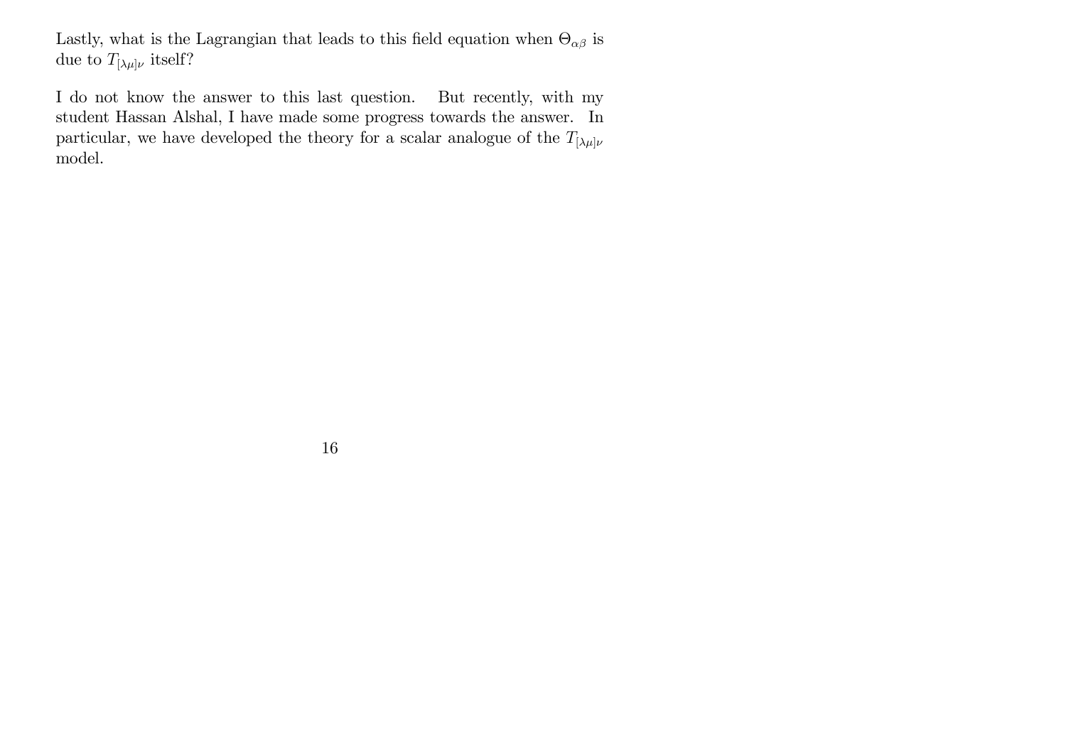Lastly, what is the Lagrangian that leads to this field equation when $\Theta_{\alpha\beta}$ is due to $T_{[\lambda\mu]\nu}$ itself?

I do not know the answer to this last question. But recently, with my student Hassan Alshal, I have made some progress towards the answer. In particular, we have developed the theory for a scalar analogue of the $T_{[\lambda\mu]\nu}$ model.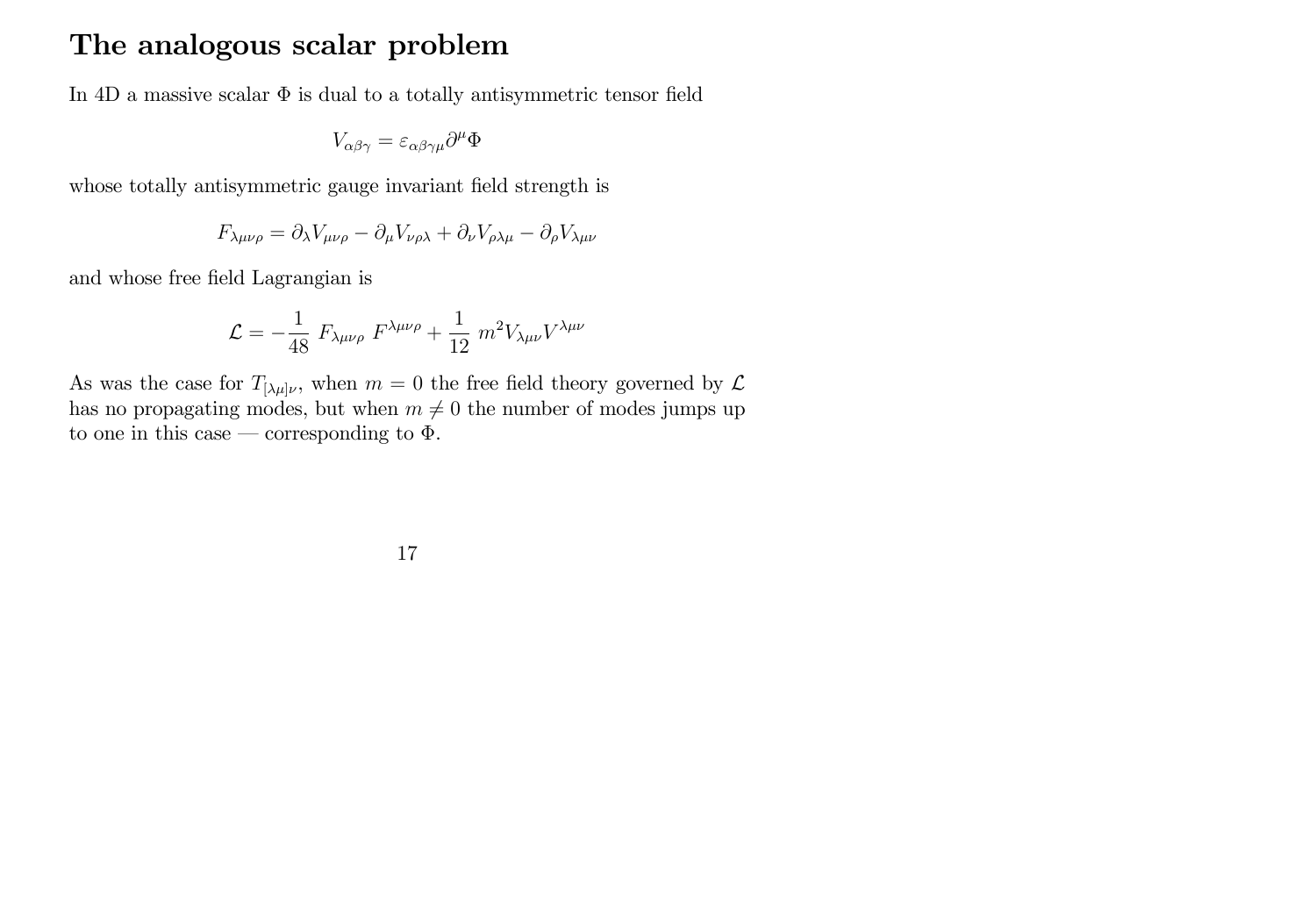# The analogous scalar problem

In 4D a massive scalar $\Phi$ is dual to a totally antisymmetric tensor field

$$V_{\alpha\beta\gamma} = \varepsilon_{\alpha\beta\gamma\mu}\partial^\mu\Phi$$

whose totally antisymmetric gauge invariant field strength is

$$F_{\lambda\mu\nu\rho} = \partial_\lambda V_{\mu\nu\rho} - \partial_\mu V_{\nu\rho\lambda} + \partial_\nu V_{\rho\lambda\mu} - \partial_\rho V_{\lambda\mu\nu}$$

and whose free field Lagrangian is

$$\mathcal{L} = -\frac{1}{48}\, F_{\lambda\mu\nu\rho}\, F^{\lambda\mu\nu\rho} + \frac{1}{12}\, m^2 V_{\lambda\mu\nu} V^{\lambda\mu\nu}$$

As was the case for $T_{[\lambda\mu]\nu}$, when $m = 0$ the free field theory governed by $\mathcal{L}$ has no propagating modes, but when $m \neq 0$ the number of modes jumps up to one in this case — corresponding to $\Phi$.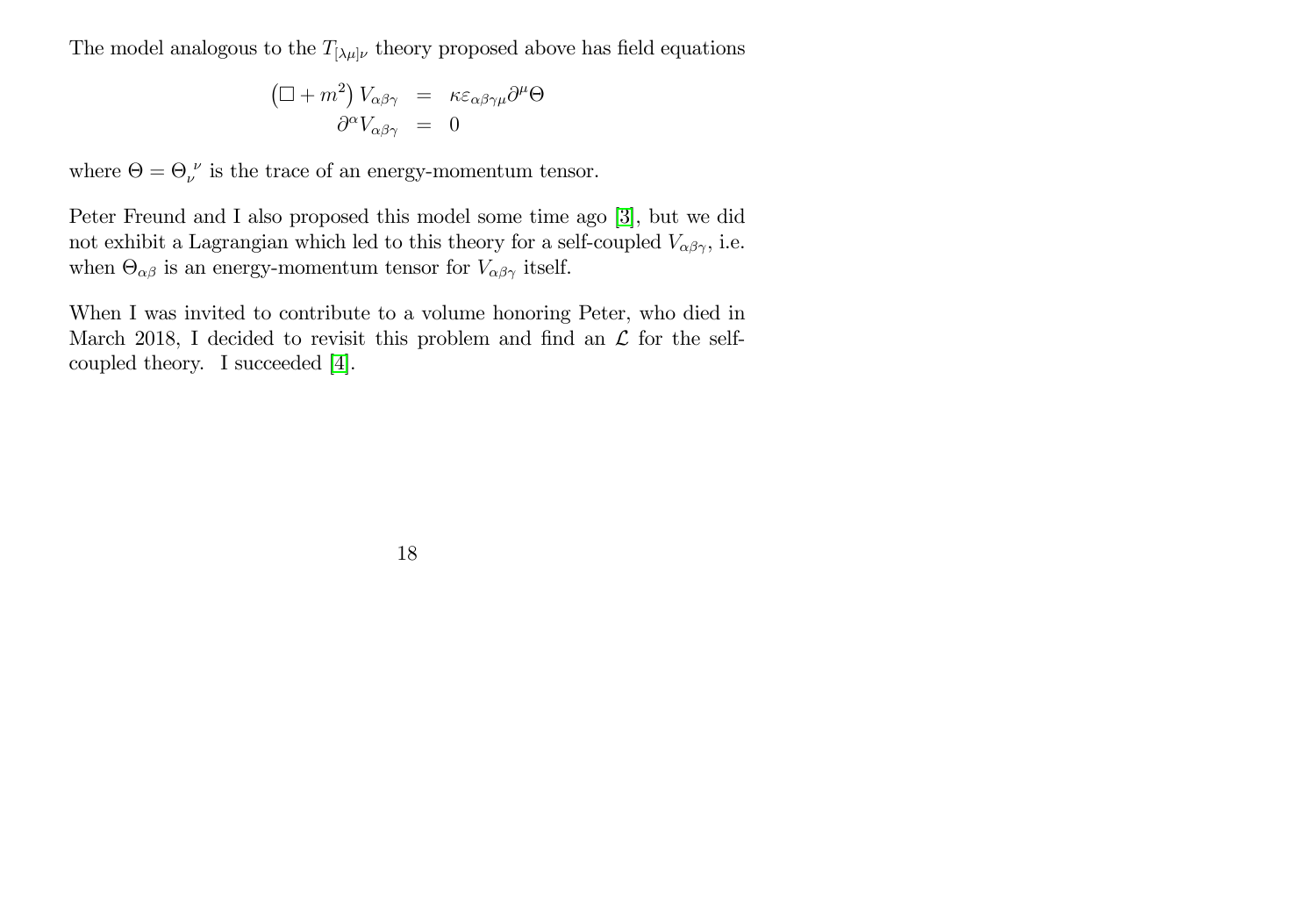The model analogous to the $T_{[\lambda\mu]\nu}$ theory proposed above has field equations

$$
\begin{aligned}
\left(\Box + m^2\right) V_{\alpha\beta\gamma} &= \kappa \varepsilon_{\alpha\beta\gamma\mu} \partial^\mu \Theta \\
\partial^\alpha V_{\alpha\beta\gamma} &= 0
\end{aligned}
$$

where $\Theta = \Theta_\nu^{\ \nu}$ is the trace of an energy-momentum tensor.

Peter Freund and I also proposed this model some time ago [3], but we did not exhibit a Lagrangian which led to this theory for a self-coupled $V_{\alpha\beta\gamma}$, i.e. when $\Theta_{\alpha\beta}$ is an energy-momentum tensor for $V_{\alpha\beta\gamma}$ itself.

When I was invited to contribute to a volume honoring Peter, who died in March 2018, I decided to revisit this problem and find an $\mathcal{L}$ for the self-coupled theory. I succeeded [4].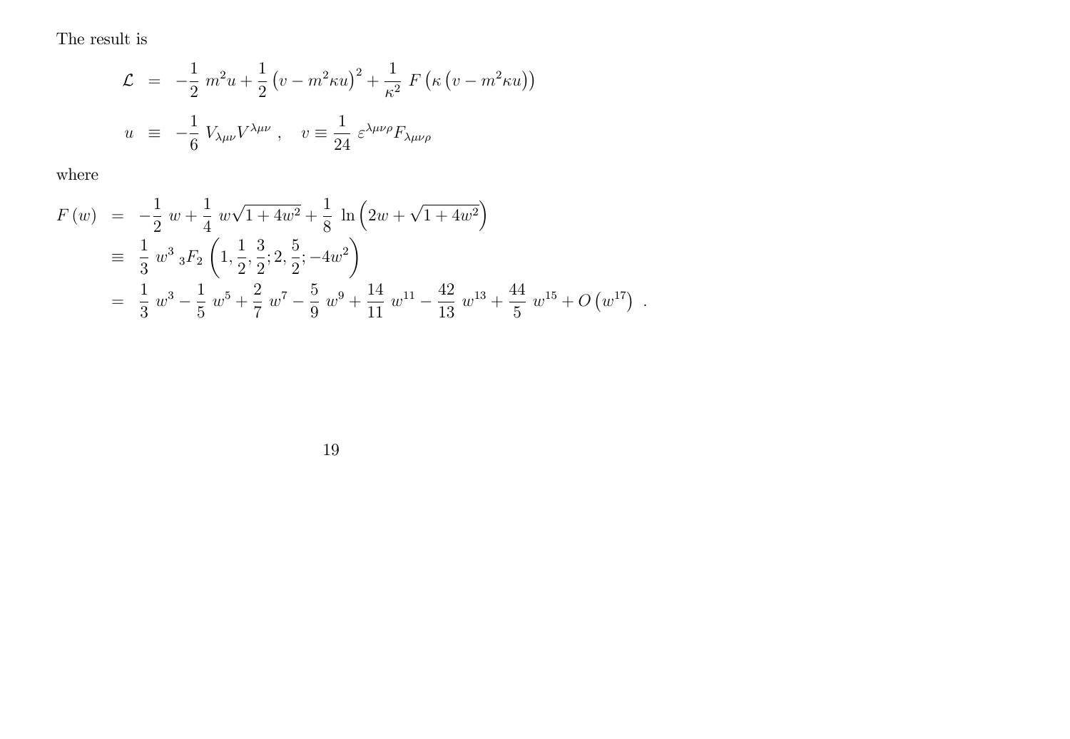The result is

$$
\begin{aligned}
\mathcal{L} &= -\frac{1}{2}\ m^2 u + \frac{1}{2}\left(v - m^2\kappa u\right)^2 + \frac{1}{\kappa^2}\ F\left(\kappa\left(v - m^2\kappa u\right)\right) \\
u &\equiv -\frac{1}{6}\ V_{\lambda\mu\nu}V^{\lambda\mu\nu}\ , \quad v \equiv \frac{1}{24}\ \varepsilon^{\lambda\mu\nu\rho}F_{\lambda\mu\nu\rho}
\end{aligned}
$$

where

$$
\begin{aligned}
F\left(w\right) &= -\frac{1}{2}\ w + \frac{1}{4}\ w\sqrt{1+4w^2} + \frac{1}{8}\ \ln\left(2w + \sqrt{1+4w^2}\right) \\
&\equiv \frac{1}{3}\ w^3\ {}_3F_2\left(1, \frac{1}{2}, \frac{3}{2}; 2, \frac{5}{2}; -4w^2\right) \\
&= \frac{1}{3}\ w^3 - \frac{1}{5}\ w^5 + \frac{2}{7}\ w^7 - \frac{5}{9}\ w^9 + \frac{14}{11}\ w^{11} - \frac{42}{13}\ w^{13} + \frac{44}{5}\ w^{15} + O\left(w^{17}\right)\ .
\end{aligned}
$$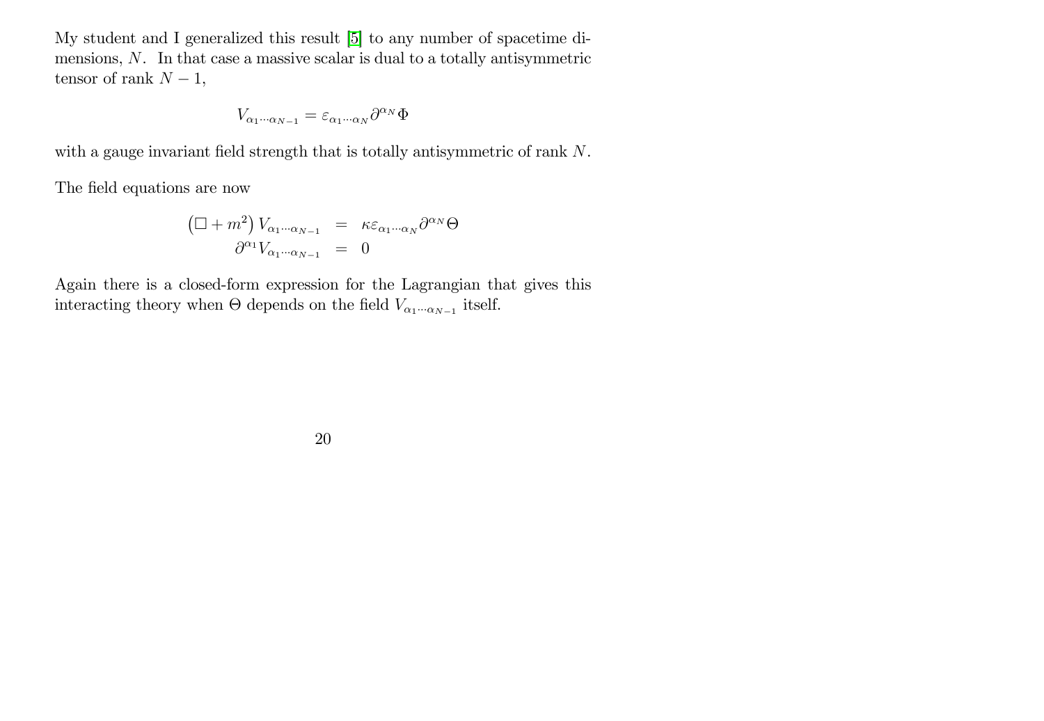My student and I generalized this result [5] to any number of spacetime dimensions, $N$. In that case a massive scalar is dual to a totally antisymmetric tensor of rank $N-1$,

$$V_{\alpha_1 \cdots \alpha_{N-1}} = \varepsilon_{\alpha_1 \cdots \alpha_N} \partial^{\alpha_N} \Phi$$

with a gauge invariant field strength that is totally antisymmetric of rank $N$.

The field equations are now

$$\begin{aligned}
\left(\Box + m^2\right) V_{\alpha_1 \cdots \alpha_{N-1}} &= \kappa \varepsilon_{\alpha_1 \cdots \alpha_N} \partial^{\alpha_N} \Theta \\
\partial^{\alpha_1} V_{\alpha_1 \cdots \alpha_{N-1}} &= 0
\end{aligned}$$

Again there is a closed-form expression for the Lagrangian that gives this interacting theory when $\Theta$ depends on the field $V_{\alpha_1 \cdots \alpha_{N-1}}$ itself.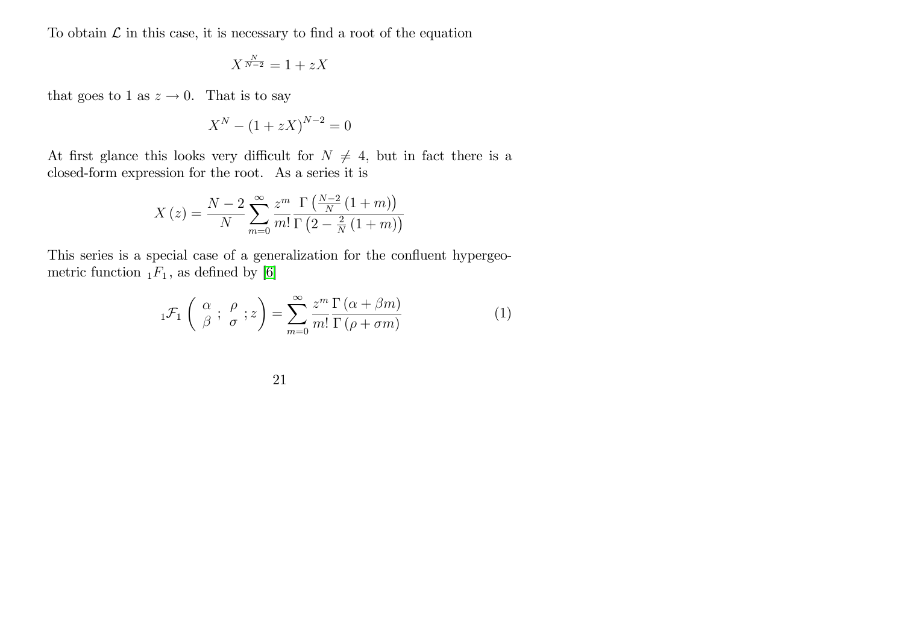To obtain $\mathcal{L}$ in this case, it is necessary to find a root of the equation

$$X^{\frac{N}{N-2}} = 1 + zX$$

that goes to 1 as $z \to 0$. That is to say

$$X^N - (1 + zX)^{N-2} = 0$$

At first glance this looks very difficult for $N \neq 4$, but in fact there is a closed-form expression for the root. As a series it is

$$X(z) = \frac{N-2}{N} \sum_{m=0}^{\infty} \frac{z^m}{m!} \frac{\Gamma\left(\frac{N-2}{N}(1+m)\right)}{\Gamma\left(2 - \frac{2}{N}(1+m)\right)}$$

This series is a special case of a generalization for the confluent hypergeometric function ${}_1F_1$, as defined by [6]

$${}_1\mathcal{F}_1\left( \begin{array}{c} \alpha \\ \beta \end{array} ; \begin{array}{c} \rho \\ \sigma \end{array} ; z \right) = \sum_{m=0}^{\infty} \frac{z^m}{m!} \frac{\Gamma(\alpha + \beta m)}{\Gamma(\rho + \sigma m)} \tag{1}$$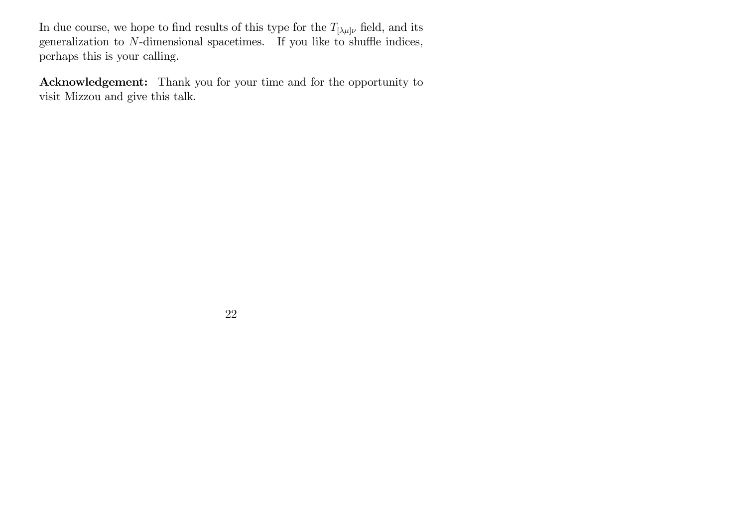In due course, we hope to find results of this type for the $T_{[\lambda\mu]\nu}$ field, and its generalization to $N$-dimensional spacetimes. If you like to shuffle indices, perhaps this is your calling.

**Acknowledgement:** Thank you for your time and for the opportunity to visit Mizzou and give this talk.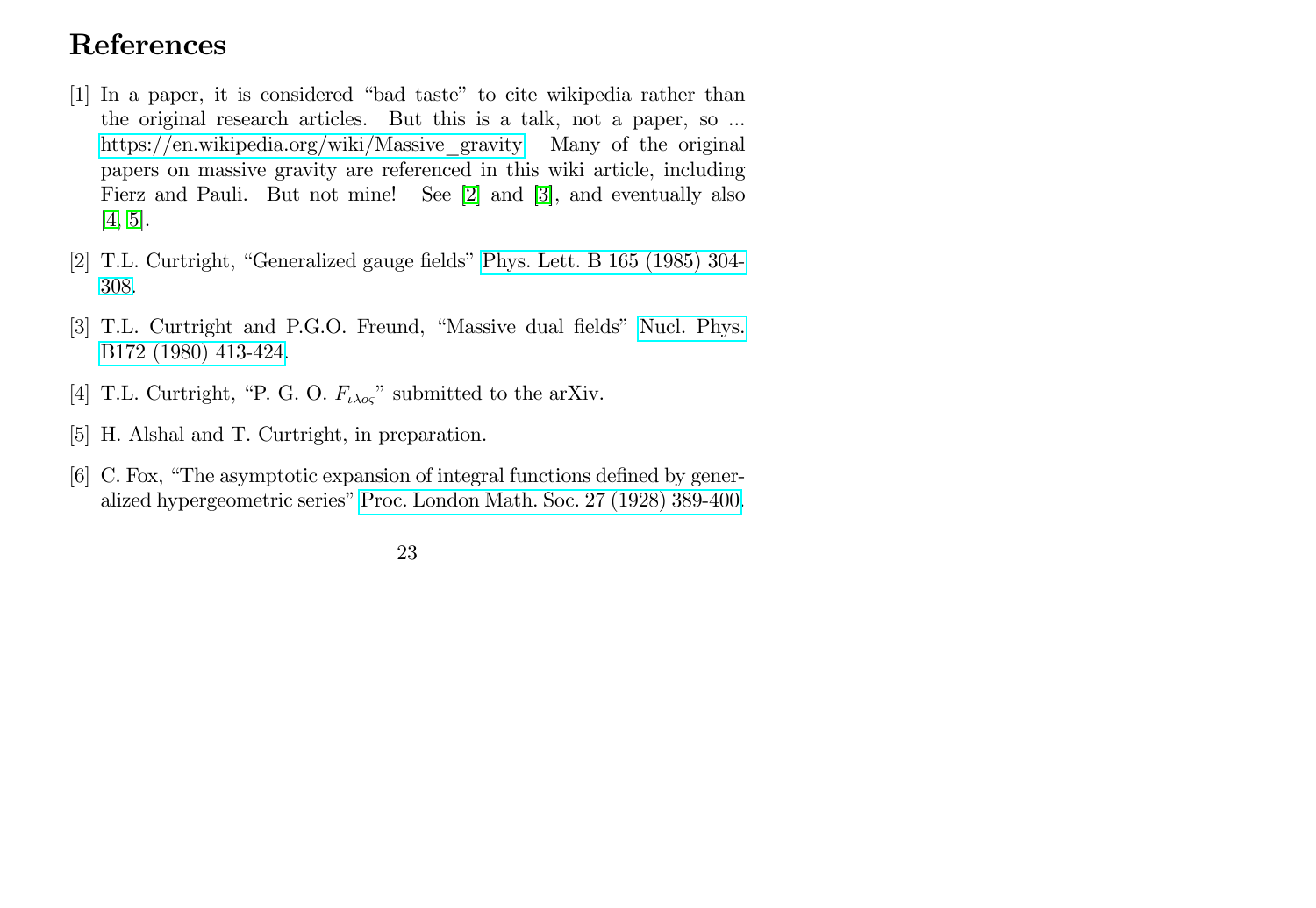## References

[1] In a paper, it is considered "bad taste" to cite wikipedia rather than the original research articles. But this is a talk, not a paper, so ... https://en.wikipedia.org/wiki/Massive_gravity. Many of the original papers on massive gravity are referenced in this wiki article, including Fierz and Pauli. But not mine! See [2] and [3], and eventually also [4, 5].

[2] T.L. Curtright, "Generalized gauge fields" Phys. Lett. B 165 (1985) 304-308.

[3] T.L. Curtright and P.G.O. Freund, "Massive dual fields" Nucl. Phys. B172 (1980) 413-424.

[4] T.L. Curtright, "P. G. O. $F_{\iota\lambda o\varsigma}$" submitted to the arXiv.

[5] H. Alshal and T. Curtright, in preparation.

[6] C. Fox, "The asymptotic expansion of integral functions defined by generalized hypergeometric series" Proc. London Math. Soc. 27 (1928) 389-400.